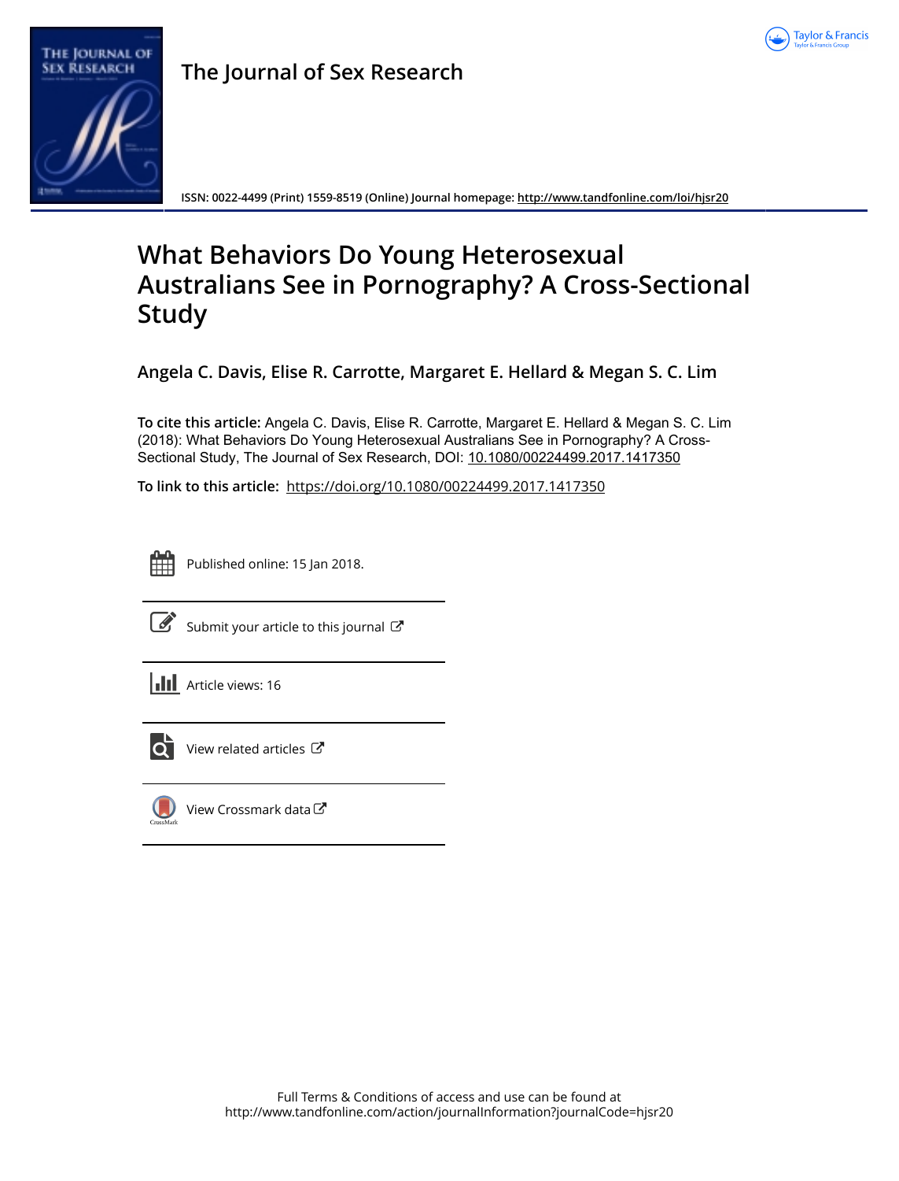The Journal of Sex Research

ISSN: 0022-4499 (Print) 1559-8519 (Online) Journal homepage: http://www.tandfonline.com/loi/hjsr20

# What Behaviors Do Young Heterosexual Australians See in Pornography? A Cross-Sectional Study

**Angela C. Davis, Elise R. Carrotte, Margaret E. Hellard & Megan S. C. Lim**

**To cite this article:** Angela C. Davis, Elise R. Carrotte, Margaret E. Hellard & Megan S. C. Lim (2018): What Behaviors Do Young Heterosexual Australians See in Pornography? A Cross-Sectional Study, The Journal of Sex Research, DOI: 10.1080/00224499.2017.1417350

**To link to this article:** https://doi.org/10.1080/00224499.2017.1417350

Published online: 15 Jan 2018.

Submit your article to this journal

Article views: 16

View related articles

View Crossmark data

Full Terms & Conditions of access and use can be found at
http://www.tandfonline.com/action/journalInformation?journalCode=hjsr20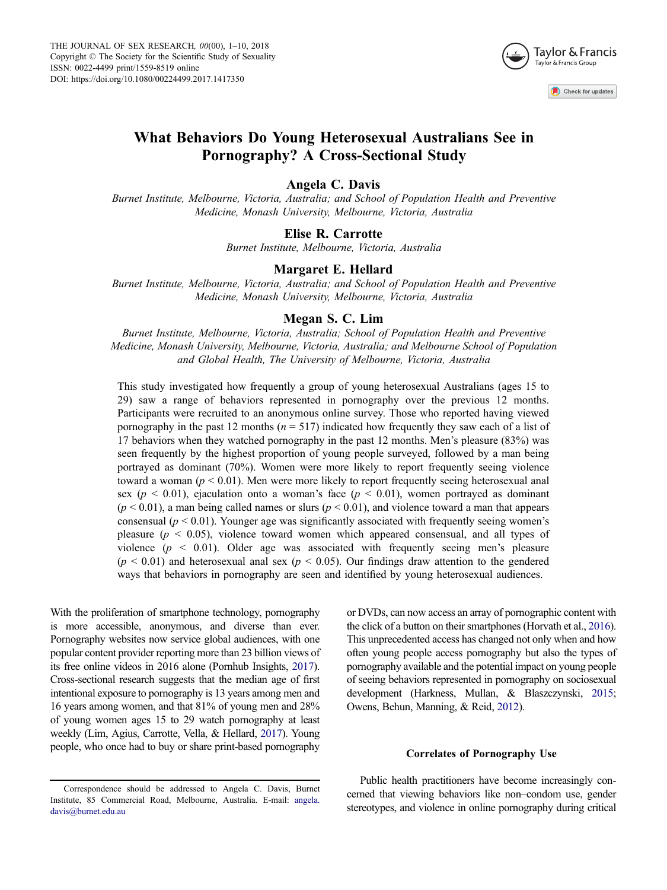# What Behaviors Do Young Heterosexual Australians See in Pornography? A Cross-Sectional Study

**Angela C. Davis**

*Burnet Institute, Melbourne, Victoria, Australia; and School of Population Health and Preventive Medicine, Monash University, Melbourne, Victoria, Australia*

**Elise R. Carrotte**

*Burnet Institute, Melbourne, Victoria, Australia*

**Margaret E. Hellard**

*Burnet Institute, Melbourne, Victoria, Australia; and School of Population Health and Preventive Medicine, Monash University, Melbourne, Victoria, Australia*

**Megan S. C. Lim**

*Burnet Institute, Melbourne, Victoria, Australia; School of Population Health and Preventive Medicine, Monash University, Melbourne, Victoria, Australia; and Melbourne School of Population and Global Health, The University of Melbourne, Victoria, Australia*

This study investigated how frequently a group of young heterosexual Australians (ages 15 to 29) saw a range of behaviors represented in pornography over the previous 12 months. Participants were recruited to an anonymous online survey. Those who reported having viewed pornography in the past 12 months ($n = 517$) indicated how frequently they saw each of a list of 17 behaviors when they watched pornography in the past 12 months. Men's pleasure (83%) was seen frequently by the highest proportion of young people surveyed, followed by a man being portrayed as dominant (70%). Women were more likely to report frequently seeing violence toward a woman ($p < 0.01$). Men were more likely to report frequently seeing heterosexual anal sex ($p < 0.01$), ejaculation onto a woman's face ($p < 0.01$), women portrayed as dominant ($p < 0.01$), a man being called names or slurs ($p < 0.01$), and violence toward a man that appears consensual ($p < 0.01$). Younger age was significantly associated with frequently seeing women's pleasure ($p < 0.05$), violence toward women which appeared consensual, and all types of violence ($p < 0.01$). Older age was associated with frequently seeing men's pleasure ($p < 0.01$) and heterosexual anal sex ($p < 0.05$). Our findings draw attention to the gendered ways that behaviors in pornography are seen and identified by young heterosexual audiences.

With the proliferation of smartphone technology, pornography is more accessible, anonymous, and diverse than ever. Pornography websites now service global audiences, with one popular content provider reporting more than 23 billion views of its free online videos in 2016 alone (Pornhub Insights, 2017). Cross-sectional research suggests that the median age of first intentional exposure to pornography is 13 years among men and 16 years among women, and that 81% of young men and 28% of young women ages 15 to 29 watch pornography at least weekly (Lim, Agius, Carrotte, Vella, & Hellard, 2017). Young people, who once had to buy or share print-based pornography or DVDs, can now access an array of pornographic content with the click of a button on their smartphones (Horvath et al., 2016). This unprecedented access has changed not only when and how often young people access pornography but also the types of pornography available and the potential impact on young people of seeing behaviors represented in pornography on sociosexual development (Harkness, Mullan, & Blaszczynski, 2015; Owens, Behun, Manning, & Reid, 2012).

## Correlates of Pornography Use

Public health practitioners have become increasingly concerned that viewing behaviors like non–condom use, gender stereotypes, and violence in online pornography during critical

Correspondence should be addressed to Angela C. Davis, Burnet Institute, 85 Commercial Road, Melbourne, Australia. E-mail: angela.davis@burnet.edu.au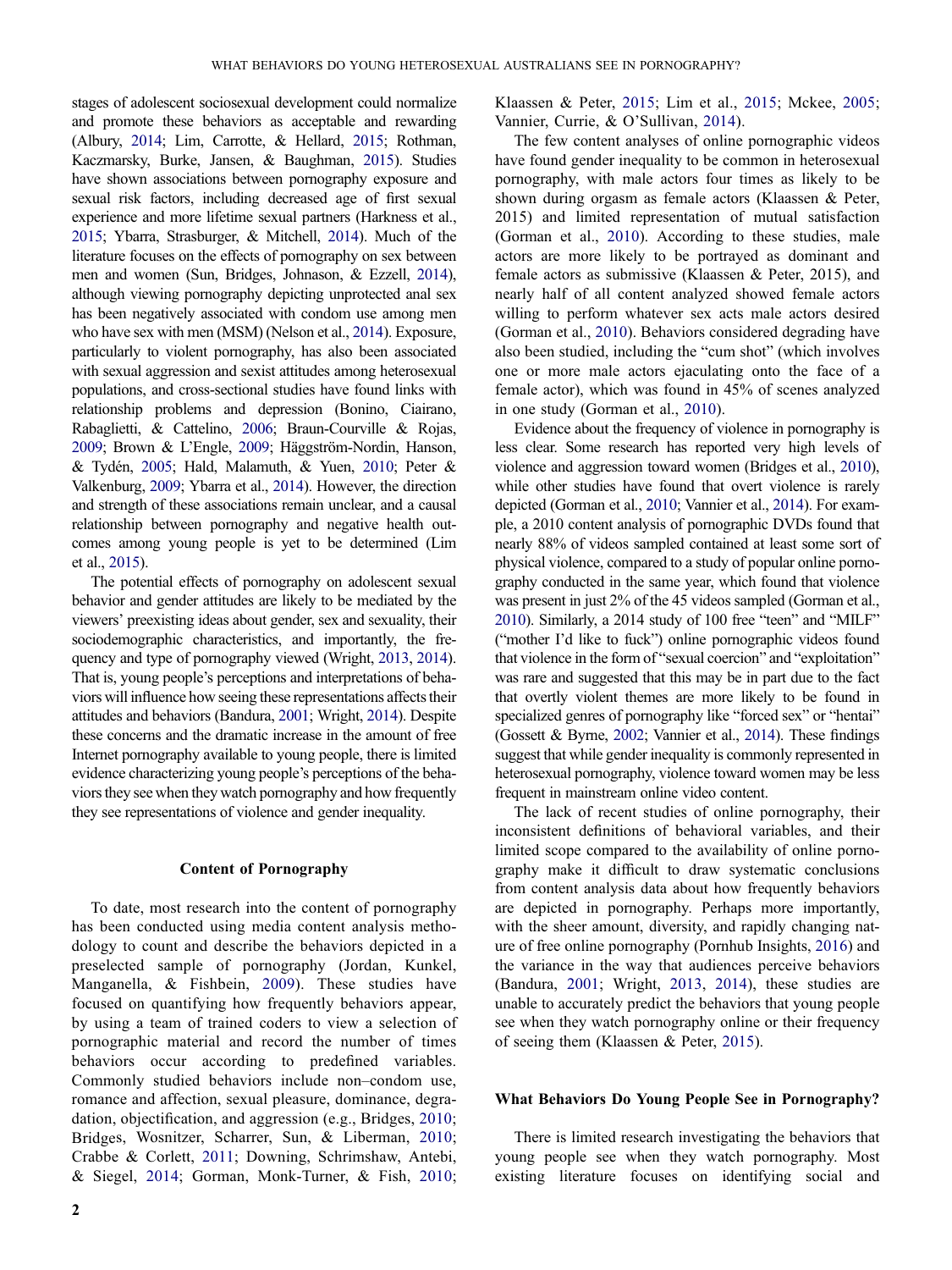stages of adolescent sociosexual development could normalize and promote these behaviors as acceptable and rewarding (Albury, 2014; Lim, Carrotte, & Hellard, 2015; Rothman, Kaczmarsky, Burke, Jansen, & Baughman, 2015). Studies have shown associations between pornography exposure and sexual risk factors, including decreased age of first sexual experience and more lifetime sexual partners (Harkness et al., 2015; Ybarra, Strasburger, & Mitchell, 2014). Much of the literature focuses on the effects of pornography on sex between men and women (Sun, Bridges, Johnason, & Ezzell, 2014), although viewing pornography depicting unprotected anal sex has been negatively associated with condom use among men who have sex with men (MSM) (Nelson et al., 2014). Exposure, particularly to violent pornography, has also been associated with sexual aggression and sexist attitudes among heterosexual populations, and cross-sectional studies have found links with relationship problems and depression (Bonino, Ciairano, Rabaglietti, & Cattelino, 2006; Braun-Courville & Rojas, 2009; Brown & L'Engle, 2009; Häggström-Nordin, Hanson, & Tydén, 2005; Hald, Malamuth, & Yuen, 2010; Peter & Valkenburg, 2009; Ybarra et al., 2014). However, the direction and strength of these associations remain unclear, and a causal relationship between pornography and negative health outcomes among young people is yet to be determined (Lim et al., 2015).

The potential effects of pornography on adolescent sexual behavior and gender attitudes are likely to be mediated by the viewers' preexisting ideas about gender, sex and sexuality, their sociodemographic characteristics, and importantly, the frequency and type of pornography viewed (Wright, 2013, 2014). That is, young people's perceptions and interpretations of behaviors will influence how seeing these representations affects their attitudes and behaviors (Bandura, 2001; Wright, 2014). Despite these concerns and the dramatic increase in the amount of free Internet pornography available to young people, there is limited evidence characterizing young people's perceptions of the behaviors they see when they watch pornography and how frequently they see representations of violence and gender inequality.

## Content of Pornography

To date, most research into the content of pornography has been conducted using media content analysis methodology to count and describe the behaviors depicted in a preselected sample of pornography (Jordan, Kunkel, Manganella, & Fishbein, 2009). These studies have focused on quantifying how frequently behaviors appear, by using a team of trained coders to view a selection of pornographic material and record the number of times behaviors occur according to predefined variables. Commonly studied behaviors include non–condom use, romance and affection, sexual pleasure, dominance, degradation, objectification, and aggression (e.g., Bridges, 2010; Bridges, Wosnitzer, Scharrer, Sun, & Liberman, 2010; Crabbe & Corlett, 2011; Downing, Schrimshaw, Antebi, & Siegel, 2014; Gorman, Monk-Turner, & Fish, 2010; Klaassen & Peter, 2015; Lim et al., 2015; Mckee, 2005; Vannier, Currie, & O'Sullivan, 2014).

The few content analyses of online pornographic videos have found gender inequality to be common in heterosexual pornography, with male actors four times as likely to be shown during orgasm as female actors (Klaassen & Peter, 2015) and limited representation of mutual satisfaction (Gorman et al., 2010). According to these studies, male actors are more likely to be portrayed as dominant and female actors as submissive (Klaassen & Peter, 2015), and nearly half of all content analyzed showed female actors willing to perform whatever sex acts male actors desired (Gorman et al., 2010). Behaviors considered degrading have also been studied, including the "cum shot" (which involves one or more male actors ejaculating onto the face of a female actor), which was found in 45% of scenes analyzed in one study (Gorman et al., 2010).

Evidence about the frequency of violence in pornography is less clear. Some research has reported very high levels of violence and aggression toward women (Bridges et al., 2010), while other studies have found that overt violence is rarely depicted (Gorman et al., 2010; Vannier et al., 2014). For example, a 2010 content analysis of pornographic DVDs found that nearly 88% of videos sampled contained at least some sort of physical violence, compared to a study of popular online pornography conducted in the same year, which found that violence was present in just 2% of the 45 videos sampled (Gorman et al., 2010). Similarly, a 2014 study of 100 free "teen" and "MILF" ("mother I'd like to fuck") online pornographic videos found that violence in the form of "sexual coercion" and "exploitation" was rare and suggested that this may be in part due to the fact that overtly violent themes are more likely to be found in specialized genres of pornography like "forced sex" or "hentai" (Gossett & Byrne, 2002; Vannier et al., 2014). These findings suggest that while gender inequality is commonly represented in heterosexual pornography, violence toward women may be less frequent in mainstream online video content.

The lack of recent studies of online pornography, their inconsistent definitions of behavioral variables, and their limited scope compared to the availability of online pornography make it difficult to draw systematic conclusions from content analysis data about how frequently behaviors are depicted in pornography. Perhaps more importantly, with the sheer amount, diversity, and rapidly changing nature of free online pornography (Pornhub Insights, 2016) and the variance in the way that audiences perceive behaviors (Bandura, 2001; Wright, 2013, 2014), these studies are unable to accurately predict the behaviors that young people see when they watch pornography online or their frequency of seeing them (Klaassen & Peter, 2015).

## What Behaviors Do Young People See in Pornography?

There is limited research investigating the behaviors that young people see when they watch pornography. Most existing literature focuses on identifying social and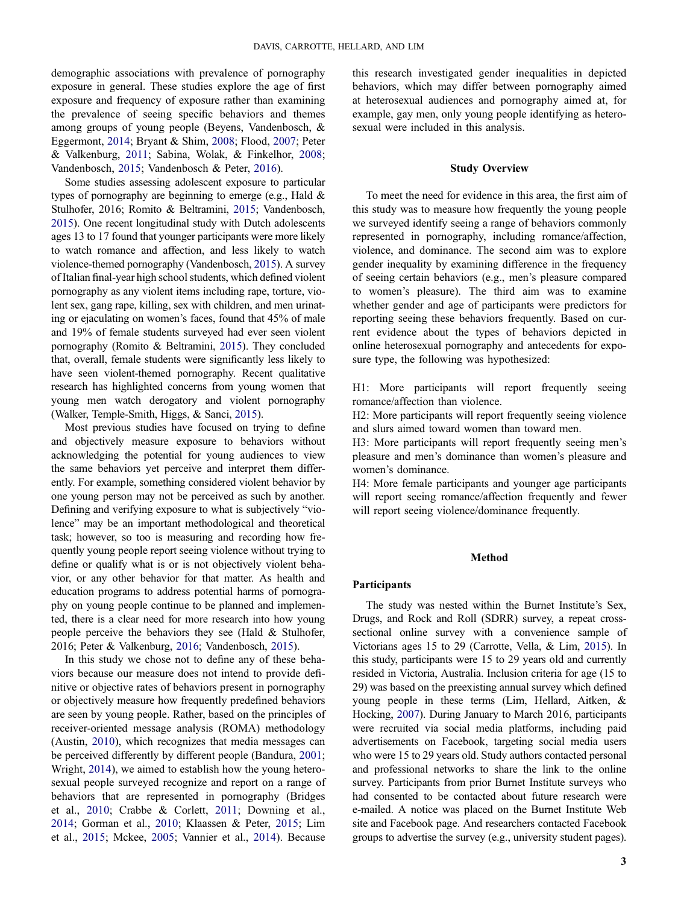demographic associations with prevalence of pornography exposure in general. These studies explore the age of first exposure and frequency of exposure rather than examining the prevalence of seeing specific behaviors and themes among groups of young people (Beyens, Vandenbosch, & Eggermont, 2014; Bryant & Shim, 2008; Flood, 2007; Peter & Valkenburg, 2011; Sabina, Wolak, & Finkelhor, 2008; Vandenbosch, 2015; Vandenbosch & Peter, 2016).

Some studies assessing adolescent exposure to particular types of pornography are beginning to emerge (e.g., Hald & Stulhofer, 2016; Romito & Beltramini, 2015; Vandenbosch, 2015). One recent longitudinal study with Dutch adolescents ages 13 to 17 found that younger participants were more likely to watch romance and affection, and less likely to watch violence-themed pornography (Vandenbosch, 2015). A survey of Italian final-year high school students, which defined violent pornography as any violent items including rape, torture, violent sex, gang rape, killing, sex with children, and men urinating or ejaculating on women's faces, found that 45% of male and 19% of female students surveyed had ever seen violent pornography (Romito & Beltramini, 2015). They concluded that, overall, female students were significantly less likely to have seen violent-themed pornography. Recent qualitative research has highlighted concerns from young women that young men watch derogatory and violent pornography (Walker, Temple-Smith, Higgs, & Sanci, 2015).

Most previous studies have focused on trying to define and objectively measure exposure to behaviors without acknowledging the potential for young audiences to view the same behaviors yet perceive and interpret them differently. For example, something considered violent behavior by one young person may not be perceived as such by another. Defining and verifying exposure to what is subjectively "violence" may be an important methodological and theoretical task; however, so too is measuring and recording how frequently young people report seeing violence without trying to define or qualify what is or is not objectively violent behavior, or any other behavior for that matter. As health and education programs to address potential harms of pornography on young people continue to be planned and implemented, there is a clear need for more research into how young people perceive the behaviors they see (Hald & Stulhofer, 2016; Peter & Valkenburg, 2016; Vandenbosch, 2015).

In this study we chose not to define any of these behaviors because our measure does not intend to provide definitive or objective rates of behaviors present in pornography or objectively measure how frequently predefined behaviors are seen by young people. Rather, based on the principles of receiver-oriented message analysis (ROMA) methodology (Austin, 2010), which recognizes that media messages can be perceived differently by different people (Bandura, 2001; Wright, 2014), we aimed to establish how the young heterosexual people surveyed recognize and report on a range of behaviors that are represented in pornography (Bridges et al., 2010; Crabbe & Corlett, 2011; Downing et al., 2014; Gorman et al., 2010; Klaassen & Peter, 2015; Lim et al., 2015; Mckee, 2005; Vannier et al., 2014). Because this research investigated gender inequalities in depicted behaviors, which may differ between pornography aimed at heterosexual audiences and pornography aimed at, for example, gay men, only young people identifying as heterosexual were included in this analysis.

## Study Overview

To meet the need for evidence in this area, the first aim of this study was to measure how frequently the young people we surveyed identify seeing a range of behaviors commonly represented in pornography, including romance/affection, violence, and dominance. The second aim was to explore gender inequality by examining difference in the frequency of seeing certain behaviors (e.g., men's pleasure compared to women's pleasure). The third aim was to examine whether gender and age of participants were predictors for reporting seeing these behaviors frequently. Based on current evidence about the types of behaviors depicted in online heterosexual pornography and antecedents for exposure type, the following was hypothesized:

H1: More participants will report frequently seeing romance/affection than violence.
H2: More participants will report frequently seeing violence and slurs aimed toward women than toward men.
H3: More participants will report frequently seeing men's pleasure and men's dominance than women's pleasure and women's dominance.
H4: More female participants and younger age participants will report seeing romance/affection frequently and fewer will report seeing violence/dominance frequently.

## Method

### Participants

The study was nested within the Burnet Institute's Sex, Drugs, and Rock and Roll (SDRR) survey, a repeat cross-sectional online survey with a convenience sample of Victorians ages 15 to 29 (Carrotte, Vella, & Lim, 2015). In this study, participants were 15 to 29 years old and currently resided in Victoria, Australia. Inclusion criteria for age (15 to 29) was based on the preexisting annual survey which defined young people in these terms (Lim, Hellard, Aitken, & Hocking, 2007). During January to March 2016, participants were recruited via social media platforms, including paid advertisements on Facebook, targeting social media users who were 15 to 29 years old. Study authors contacted personal and professional networks to share the link to the online survey. Participants from prior Burnet Institute surveys who had consented to be contacted about future research were e-mailed. A notice was placed on the Burnet Institute Web site and Facebook page. And researchers contacted Facebook groups to advertise the survey (e.g., university student pages).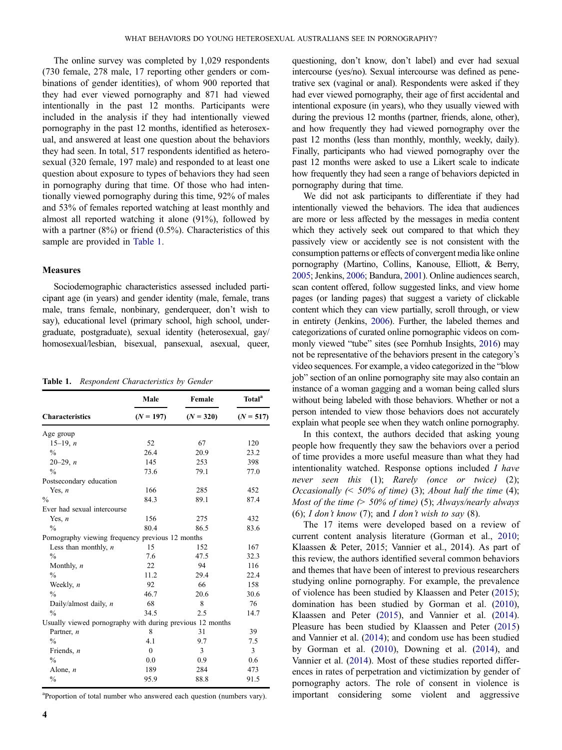The online survey was completed by 1,029 respondents (730 female, 278 male, 17 reporting other genders or combinations of gender identities), of whom 900 reported that they had ever viewed pornography and 871 had viewed intentionally in the past 12 months. Participants were included in the analysis if they had intentionally viewed pornography in the past 12 months, identified as heterosexual, and answered at least one question about the behaviors they had seen. In total, 517 respondents identified as heterosexual (320 female, 197 male) and responded to at least one question about exposure to types of behaviors they had seen in pornography during that time. Of those who had intentionally viewed pornography during this time, 92% of males and 53% of females reported watching at least monthly and almost all reported watching it alone (91%), followed by with a partner (8%) or friend (0.5%). Characteristics of this sample are provided in Table 1.

### Measures

Sociodemographic characteristics assessed included participant age (in years) and gender identity (male, female, trans male, trans female, nonbinary, genderqueer, don't wish to say), educational level (primary school, high school, undergraduate, postgraduate), sexual identity (heterosexual, gay/homosexual/lesbian, bisexual, pansexual, asexual, queer, questioning, don't know, don't label) and ever had sexual intercourse (yes/no). Sexual intercourse was defined as penetrative sex (vaginal or anal). Respondents were asked if they had ever viewed pornography, their age of first accidental and intentional exposure (in years), who they usually viewed with during the previous 12 months (partner, friends, alone, other), and how frequently they had viewed pornography over the past 12 months (less than monthly, monthly, weekly, daily). Finally, participants who had viewed pornography over the past 12 months were asked to use a Likert scale to indicate how frequently they had seen a range of behaviors depicted in pornography during that time.

We did not ask participants to differentiate if they had intentionally viewed the behaviors. The idea that audiences are more or less affected by the messages in media content which they actively seek out compared to that which they passively view or accidently see is not consistent with the consumption patterns or effects of convergent media like online pornography (Martino, Collins, Kanouse, Elliott, & Berry, 2005; Jenkins, 2006; Bandura, 2001). Online audiences search, scan content offered, follow suggested links, and view home pages (or landing pages) that suggest a variety of clickable content which they can view partially, scroll through, or view in entirety (Jenkins, 2006). Further, the labeled themes and categorizations of curated online pornographic videos on commonly viewed "tube" sites (see Pornhub Insights, 2016) may not be representative of the behaviors present in the category's video sequences. For example, a video categorized in the "blow job" section of an online pornography site may also contain an instance of a woman gagging and a woman being called slurs without being labeled with those behaviors. Whether or not a person intended to view those behaviors does not accurately explain what people see when they watch online pornography.

In this context, the authors decided that asking young people how frequently they saw the behaviors over a period of time provides a more useful measure than what they had intentionality watched. Response options included *I have never seen this* (1); *Rarely (once or twice)* (2); *Occasionally (< 50% of time)* (3); *About half the time* (4); *Most of the time (> 50% of time)* (5); *Always/nearly always* (6); *I don't know* (7); and *I don't wish to say* (8).

The 17 items were developed based on a review of current content analysis literature (Gorman et al., 2010; Klaassen & Peter, 2015; Vannier et al., 2014). As part of this review, the authors identified several common behaviors and themes that have been of interest to previous researchers studying online pornography. For example, the prevalence of violence has been studied by Klaassen and Peter (2015); domination has been studied by Gorman et al. (2010), Klaassen and Peter (2015), and Vannier et al. (2014). Pleasure has been studied by Klaassen and Peter (2015) and Vannier et al. (2014); and condom use has been studied by Gorman et al. (2010), Downing et al. (2014), and Vannier et al. (2014). Most of these studies reported differences in rates of perpetration and victimization by gender of pornography actors. The role of consent in violence is important considering some violent and aggressive

**Table 1.** *Respondent Characteristics by Gender*

| Characteristics | Male ($N$ = 197) | Female ($N$ = 320) | Total[a] ($N$ = 517) |
|---|---|---|---|
| Age group | | | |
| 15–19, $n$ | 52 | 67 | 120 |
| % | 26.4 | 20.9 | 23.2 |
| 20–29, $n$ | 145 | 253 | 398 |
| % | 73.6 | 79.1 | 77.0 |
| Postsecondary education | | | |
| Yes, $n$ | 166 | 285 | 452 |
| % | 84.3 | 89.1 | 87.4 |
| Ever had sexual intercourse | | | |
| Yes, $n$ | 156 | 275 | 432 |
| % | 80.4 | 86.5 | 83.6 |
| Pornography viewing frequency previous 12 months | | | |
| Less than monthly, $n$ | 15 | 152 | 167 |
| % | 7.6 | 47.5 | 32.3 |
| Monthly, $n$ | 22 | 94 | 116 |
| % | 11.2 | 29.4 | 22.4 |
| Weekly, $n$ | 92 | 66 | 158 |
| % | 46.7 | 20.6 | 30.6 |
| Daily/almost daily, $n$ | 68 | 8 | 76 |
| % | 34.5 | 2.5 | 14.7 |
| Usually viewed pornography with during previous 12 months | | | |
| Partner, $n$ | 8 | 31 | 39 |
| % | 4.1 | 9.7 | 7.5 |
| Friends, $n$ | 0 | 3 | 3 |
| % | 0.0 | 0.9 | 0.6 |
| Alone, $n$ | 189 | 284 | 473 |
| % | 95.9 | 88.8 | 91.5 |

[a]Proportion of total number who answered each question (numbers vary).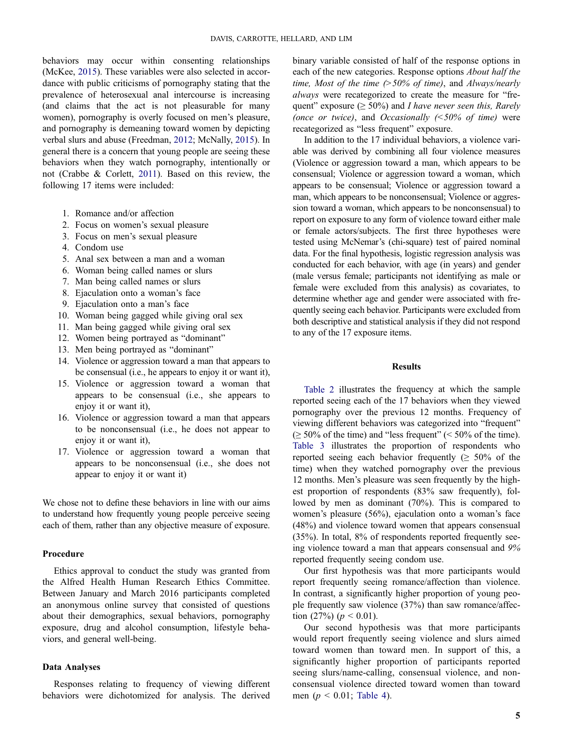behaviors may occur within consenting relationships (McKee, 2015). These variables were also selected in accordance with public criticisms of pornography stating that the prevalence of heterosexual anal intercourse is increasing (and claims that the act is not pleasurable for many women), pornography is overly focused on men's pleasure, and pornography is demeaning toward women by depicting verbal slurs and abuse (Freedman, 2012; McNally, 2015). In general there is a concern that young people are seeing these behaviors when they watch pornography, intentionally or not (Crabbe & Corlett, 2011). Based on this review, the following 17 items were included:

1. Romance and/or affection
2. Focus on women's sexual pleasure
3. Focus on men's sexual pleasure
4. Condom use
5. Anal sex between a man and a woman
6. Woman being called names or slurs
7. Man being called names or slurs
8. Ejaculation onto a woman's face
9. Ejaculation onto a man's face
10. Woman being gagged while giving oral sex
11. Man being gagged while giving oral sex
12. Women being portrayed as "dominant"
13. Men being portrayed as "dominant"
14. Violence or aggression toward a man that appears to be consensual (i.e., he appears to enjoy it or want it),
15. Violence or aggression toward a woman that appears to be consensual (i.e., she appears to enjoy it or want it),
16. Violence or aggression toward a man that appears to be nonconsensual (i.e., he does not appear to enjoy it or want it),
17. Violence or aggression toward a woman that appears to be nonconsensual (i.e., she does not appear to enjoy it or want it)

We chose not to define these behaviors in line with our aims to understand how frequently young people perceive seeing each of them, rather than any objective measure of exposure.

### Procedure

Ethics approval to conduct the study was granted from the Alfred Health Human Research Ethics Committee. Between January and March 2016 participants completed an anonymous online survey that consisted of questions about their demographics, sexual behaviors, pornography exposure, drug and alcohol consumption, lifestyle behaviors, and general well-being.

### Data Analyses

Responses relating to frequency of viewing different behaviors were dichotomized for analysis. The derived binary variable consisted of half of the response options in each of the new categories. Response options *About half the time, Most of the time (>50% of time)*, and *Always/nearly always* were recategorized to create the measure for "frequent" exposure ($\geq 50\%$) and *I have never seen this, Rarely (once or twice)*, and *Occasionally (<50% of time)* were recategorized as "less frequent" exposure.

In addition to the 17 individual behaviors, a violence variable was derived by combining all four violence measures (Violence or aggression toward a man, which appears to be consensual; Violence or aggression toward a woman, which appears to be consensual; Violence or aggression toward a man, which appears to be nonconsensual; Violence or aggression toward a woman, which appears to be nonconsensual) to report on exposure to any form of violence toward either male or female actors/subjects. The first three hypotheses were tested using McNemar's (chi-square) test of paired nominal data. For the final hypothesis, logistic regression analysis was conducted for each behavior, with age (in years) and gender (male versus female; participants not identifying as male or female were excluded from this analysis) as covariates, to determine whether age and gender were associated with frequently seeing each behavior. Participants were excluded from both descriptive and statistical analysis if they did not respond to any of the 17 exposure items.

## Results

Table 2 illustrates the frequency at which the sample reported seeing each of the 17 behaviors when they viewed pornography over the previous 12 months. Frequency of viewing different behaviors was categorized into "frequent" ($\geq 50\%$ of the time) and "less frequent" ($< 50\%$ of the time). Table 3 illustrates the proportion of respondents who reported seeing each behavior frequently ($\geq 50\%$ of the time) when they watched pornography over the previous 12 months. Men's pleasure was seen frequently by the highest proportion of respondents (83% saw frequently), followed by men as dominant (70%). This is compared to women's pleasure (56%), ejaculation onto a woman's face (48%) and violence toward women that appears consensual (35%). In total, 8% of respondents reported frequently seeing violence toward a man that appears consensual and *9%* reported frequently seeing condom use.

Our first hypothesis was that more participants would report frequently seeing romance/affection than violence. In contrast, a significantly higher proportion of young people frequently saw violence (37%) than saw romance/affection (27%) ($p < 0.01$).

Our second hypothesis was that more participants would report frequently seeing violence and slurs aimed toward women than toward men. In support of this, a significantly higher proportion of participants reported seeing slurs/name-calling, consensual violence, and nonconsensual violence directed toward women than toward men ($p < 0.01$; Table 4).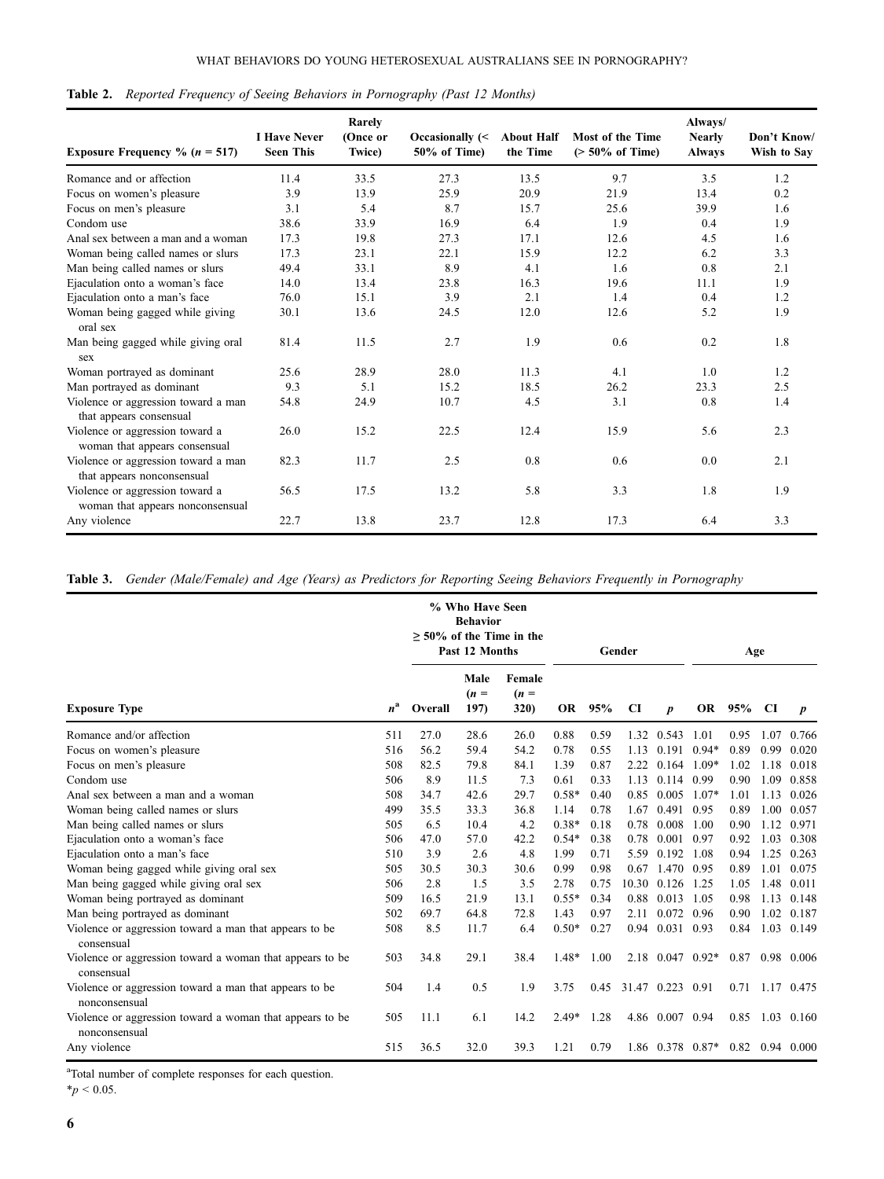**Table 2.** *Reported Frequency of Seeing Behaviors in Pornography (Past 12 Months)*

| Exposure Frequency % ($n$ = 517) | I Have Never Seen This | Rarely (Once or Twice) | Occasionally (< 50% of Time) | About Half the Time | Most of the Time (> 50% of Time) | Always/ Nearly Always | Don't Know/ Wish to Say |
|---|---|---|---|---|---|---|---|
| Romance and or affection | 11.4 | 33.5 | 27.3 | 13.5 | 9.7 | 3.5 | 1.2 |
| Focus on women's pleasure | 3.9 | 13.9 | 25.9 | 20.9 | 21.9 | 13.4 | 0.2 |
| Focus on men's pleasure | 3.1 | 5.4 | 8.7 | 15.7 | 25.6 | 39.9 | 1.6 |
| Condom use | 38.6 | 33.9 | 16.9 | 6.4 | 1.9 | 0.4 | 1.9 |
| Anal sex between a man and a woman | 17.3 | 19.8 | 27.3 | 17.1 | 12.6 | 4.5 | 1.6 |
| Woman being called names or slurs | 17.3 | 23.1 | 22.1 | 15.9 | 12.2 | 6.2 | 3.3 |
| Man being called names or slurs | 49.4 | 33.1 | 8.9 | 4.1 | 1.6 | 0.8 | 2.1 |
| Ejaculation onto a woman's face | 14.0 | 13.4 | 23.8 | 16.3 | 19.6 | 11.1 | 1.9 |
| Ejaculation onto a man's face | 76.0 | 15.1 | 3.9 | 2.1 | 1.4 | 0.4 | 1.2 |
| Woman being gagged while giving oral sex | 30.1 | 13.6 | 24.5 | 12.0 | 12.6 | 5.2 | 1.9 |
| Man being gagged while giving oral sex | 81.4 | 11.5 | 2.7 | 1.9 | 0.6 | 0.2 | 1.8 |
| Woman portrayed as dominant | 25.6 | 28.9 | 28.0 | 11.3 | 4.1 | 1.0 | 1.2 |
| Man portrayed as dominant | 9.3 | 5.1 | 15.2 | 18.5 | 26.2 | 23.3 | 2.5 |
| Violence or aggression toward a man that appears consensual | 54.8 | 24.9 | 10.7 | 4.5 | 3.1 | 0.8 | 1.4 |
| Violence or aggression toward a woman that appears consensual | 26.0 | 15.2 | 22.5 | 12.4 | 15.9 | 5.6 | 2.3 |
| Violence or aggression toward a man that appears nonconsensual | 82.3 | 11.7 | 2.5 | 0.8 | 0.6 | 0.0 | 2.1 |
| Violence or aggression toward a woman that appears nonconsensual | 56.5 | 17.5 | 13.2 | 5.8 | 3.3 | 1.8 | 1.9 |
| Any violence | 22.7 | 13.8 | 23.7 | 12.8 | 17.3 | 6.4 | 3.3 |

**Table 3.** *Gender (Male/Female) and Age (Years) as Predictors for Reporting Seeing Behaviors Frequently in Pornography*

| | | % Who Have Seen Behavior ≥ 50% of the Time in the Past 12 Months | | | Gender | | | | Age | | | |
|---|---|---|---|---|---|---|---|---|---|---|---|---|
| **Exposure Type** | $n$[a] | Overall | Male ($n$ = 197) | Female ($n$ = 320) | OR | 95% | CI | $p$ | OR | 95% | CI | $p$ |
| Romance and/or affection | 511 | 27.0 | 28.6 | 26.0 | 0.88 | 0.59 | 1.32 | 0.543 | 1.01 | 0.95 | 1.07 | 0.766 |
| Focus on women's pleasure | 516 | 56.2 | 59.4 | 54.2 | 0.78 | 0.55 | 1.13 | 0.191 | 0.94* | 0.89 | 0.99 | 0.020 |
| Focus on men's pleasure | 508 | 82.5 | 79.8 | 84.1 | 1.39 | 0.87 | 2.22 | 0.164 | 1.09* | 1.02 | 1.18 | 0.018 |
| Condom use | 506 | 8.9 | 11.5 | 7.3 | 0.61 | 0.33 | 1.13 | 0.114 | 0.99 | 0.90 | 1.09 | 0.858 |
| Anal sex between a man and a woman | 508 | 34.7 | 42.6 | 29.7 | 0.58* | 0.40 | 0.85 | 0.005 | 1.07* | 1.01 | 1.13 | 0.026 |
| Woman being called names or slurs | 499 | 35.5 | 33.3 | 36.8 | 1.14 | 0.78 | 1.67 | 0.491 | 0.95 | 0.89 | 1.00 | 0.057 |
| Man being called names or slurs | 505 | 6.5 | 10.4 | 4.2 | 0.38* | 0.18 | 0.78 | 0.008 | 1.00 | 0.90 | 1.12 | 0.971 |
| Ejaculation onto a woman's face | 506 | 47.0 | 57.0 | 42.2 | 0.54* | 0.38 | 0.78 | 0.001 | 0.97 | 0.92 | 1.03 | 0.308 |
| Ejaculation onto a man's face | 510 | 3.9 | 2.6 | 4.8 | 1.99 | 0.71 | 5.59 | 0.192 | 1.08 | 0.94 | 1.25 | 0.263 |
| Woman being gagged while giving oral sex | 505 | 30.5 | 30.3 | 30.6 | 0.99 | 0.98 | 0.67 | 1.470 | 0.95 | 0.89 | 1.01 | 0.075 |
| Man being gagged while giving oral sex | 506 | 2.8 | 1.5 | 3.5 | 2.78 | 0.75 | 10.30 | 0.126 | 1.25 | 1.05 | 1.48 | 0.011 |
| Woman being portrayed as dominant | 509 | 16.5 | 21.9 | 13.1 | 0.55* | 0.34 | 0.88 | 0.013 | 1.05 | 0.98 | 1.13 | 0.148 |
| Man being portrayed as dominant | 502 | 69.7 | 64.8 | 72.8 | 1.43 | 0.97 | 2.11 | 0.072 | 0.96 | 0.90 | 1.02 | 0.187 |
| Violence or aggression toward a man that appears to be consensual | 508 | 8.5 | 11.7 | 6.4 | 0.50* | 0.27 | 0.94 | 0.031 | 0.93 | 0.84 | 1.03 | 0.149 |
| Violence or aggression toward a woman that appears to be consensual | 503 | 34.8 | 29.1 | 38.4 | 1.48* | 1.00 | 2.18 | 0.047 | 0.92* | 0.87 | 0.98 | 0.006 |
| Violence or aggression toward a man that appears to be nonconsensual | 504 | 1.4 | 0.5 | 1.9 | 3.75 | 0.45 | 31.47 | 0.223 | 0.91 | 0.71 | 1.17 | 0.475 |
| Violence or aggression toward a woman that appears to be nonconsensual | 505 | 11.1 | 6.1 | 14.2 | 2.49* | 1.28 | 4.86 | 0.007 | 0.94 | 0.85 | 1.03 | 0.160 |
| Any violence | 515 | 36.5 | 32.0 | 39.3 | 1.21 | 0.79 | 1.86 | 0.378 | 0.87* | 0.82 | 0.94 | 0.000 |

[a]Total number of complete responses for each question.

*$p < 0.05$.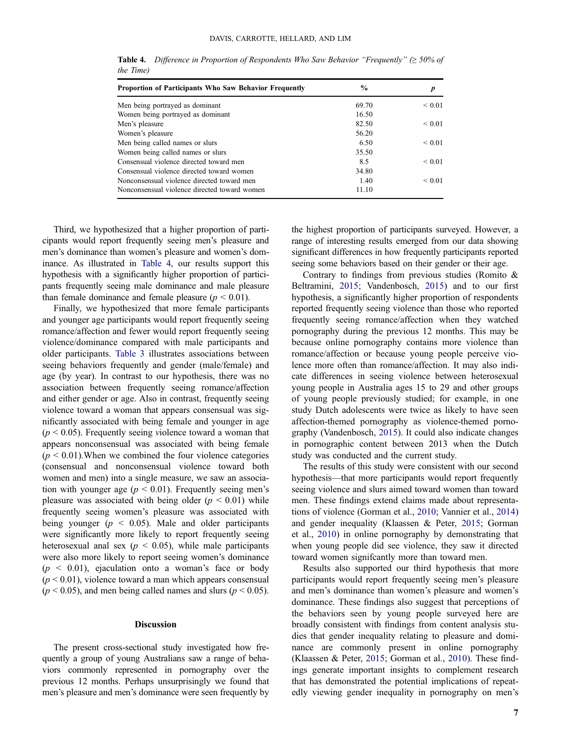**Table 4.** *Difference in Proportion of Respondents Who Saw Behavior "Frequently" (≥ 50% of the Time)*

| Proportion of Participants Who Saw Behavior Frequently | % | *p* |
|---|---|---|
| Men being portrayed as dominant | 69.70 | < 0.01 |
| Women being portrayed as dominant | 16.50 | |
| Men's pleasure | 82.50 | < 0.01 |
| Women's pleasure | 56.20 | |
| Men being called names or slurs | 6.50 | < 0.01 |
| Women being called names or slurs | 35.50 | |
| Consensual violence directed toward men | 8.5 | < 0.01 |
| Consensual violence directed toward women | 34.80 | |
| Nonconsensual violence directed toward men | 1.40 | < 0.01 |
| Nonconsensual violence directed toward women | 11.10 | |

Third, we hypothesized that a higher proportion of participants would report frequently seeing men's pleasure and men's dominance than women's pleasure and women's dominance. As illustrated in Table 4, our results support this hypothesis with a significantly higher proportion of participants frequently seeing male dominance and male pleasure than female dominance and female pleasure ($p < 0.01$).

Finally, we hypothesized that more female participants and younger age participants would report frequently seeing romance/affection and fewer would report frequently seeing violence/dominance compared with male participants and older participants. Table 3 illustrates associations between seeing behaviors frequently and gender (male/female) and age (by year). In contrast to our hypothesis, there was no association between frequently seeing romance/affection and either gender or age. Also in contrast, frequently seeing violence toward a woman that appears consensual was significantly associated with being female and younger in age ($p < 0.05$). Frequently seeing *v*iolence toward a woman that appears nonconsensual was associated with being female ($p < 0.01$).When we combined the four violence categories (consensual and nonconsensual violence toward both women and men) into a single measure, we saw an association with younger age ($p < 0.01$). Frequently seeing men's pleasure was associated with being older ($p < 0.01$) while frequently seeing women's pleasure was associated with being younger ($p < 0.05$). Male and older participants were significantly more likely to report frequently seeing heterosexual anal sex ($p < 0.05$), while male participants were also more likely to report seeing women's dominance ($p < 0.01$), ejaculation onto a woman's face or body ($p < 0.01$), violence toward a man which appears consensual ($p < 0.05$), and men being called names and slurs ($p < 0.05$).

## Discussion

The present cross-sectional study investigated how frequently a group of young Australians saw a range of behaviors commonly represented in pornography over the previous 12 months. Perhaps unsurprisingly we found that men's pleasure and men's dominance were seen frequently by the highest proportion of participants surveyed. However, a range of interesting results emerged from our data showing significant differences in how frequently participants reported seeing some behaviors based on their gender or their age.

Contrary to findings from previous studies (Romito & Beltramini, 2015; Vandenbosch, 2015) and to our first hypothesis, a significantly higher proportion of respondents reported frequently seeing violence than those who reported frequently seeing romance/affection when they watched pornography during the previous 12 months. This may be because online pornography contains more violence than romance/affection or because young people perceive violence more often than romance/affection. It may also indicate differences in seeing violence between heterosexual young people in Australia ages 15 to 29 and other groups of young people previously studied; for example, in one study Dutch adolescents were twice as likely to have seen affection-themed pornography as violence-themed pornography (Vandenbosch, 2015). It could also indicate changes in pornographic content between 2013 when the Dutch study was conducted and the current study.

The results of this study were consistent with our second hypothesis—that more participants would report frequently seeing violence and slurs aimed toward women than toward men. These findings extend claims made about representations of violence (Gorman et al., 2010; Vannier et al., 2014) and gender inequality (Klaassen & Peter, 2015; Gorman et al., 2010) in online pornography by demonstrating that when young people did see violence, they saw it directed toward women signifcantly more than toward men.

Results also supported our third hypothesis that more participants would report frequently seeing men's pleasure and men's dominance than women's pleasure and women's dominance. These findings also suggest that perceptions of the behaviors seen by young people surveyed here are broadly consistent with findings from content analysis studies that gender inequality relating to pleasure and dominance are commonly present in online pornography (Klaassen & Peter, 2015; Gorman et al., 2010). These findings generate important insights to complement research that has demonstrated the potential implications of repeatedly viewing gender inequality in pornography on men's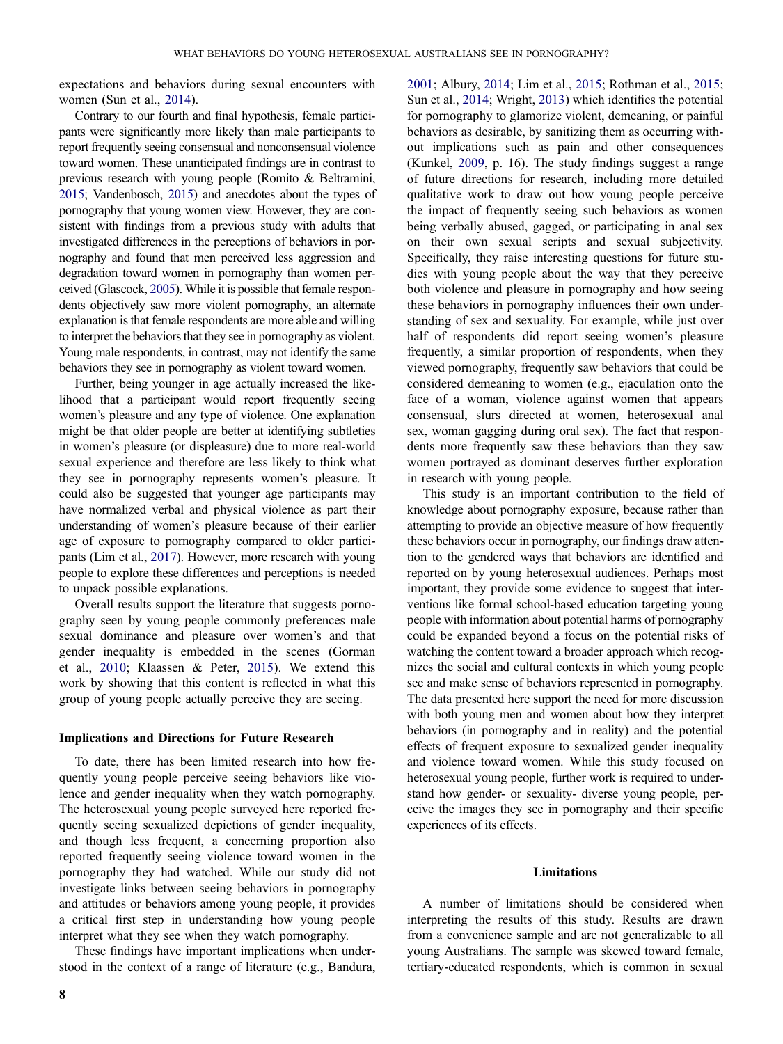expectations and behaviors during sexual encounters with women (Sun et al., 2014).

Contrary to our fourth and final hypothesis, female participants were significantly more likely than male participants to report frequently seeing consensual and nonconsensual violence toward women. These unanticipated findings are in contrast to previous research with young people (Romito & Beltramini, 2015; Vandenbosch, 2015) and anecdotes about the types of pornography that young women view. However, they are consistent with findings from a previous study with adults that investigated differences in the perceptions of behaviors in pornography and found that men perceived less aggression and degradation toward women in pornography than women perceived (Glascock, 2005). While it is possible that female respondents objectively saw more violent pornography, an alternate explanation is that female respondents are more able and willing to interpret the behaviors that they see in pornography as violent. Young male respondents, in contrast, may not identify the same behaviors they see in pornography as violent toward women.

Further, being younger in age actually increased the likelihood that a participant would report frequently seeing women's pleasure and any type of violence. One explanation might be that older people are better at identifying subtleties in women's pleasure (or displeasure) due to more real-world sexual experience and therefore are less likely to think what they see in pornography represents women's pleasure. It could also be suggested that younger age participants may have normalized verbal and physical violence as part their understanding of women's pleasure because of their earlier age of exposure to pornography compared to older participants (Lim et al., 2017). However, more research with young people to explore these differences and perceptions is needed to unpack possible explanations.

Overall results support the literature that suggests pornography seen by young people commonly preferences male sexual dominance and pleasure over women's and that gender inequality is embedded in the scenes (Gorman et al., 2010; Klaassen & Peter, 2015). We extend this work by showing that this content is reflected in what this group of young people actually perceive they are seeing.

## Implications and Directions for Future Research

To date, there has been limited research into how frequently young people perceive seeing behaviors like violence and gender inequality when they watch pornography. The heterosexual young people surveyed here reported frequently seeing sexualized depictions of gender inequality, and though less frequent, a concerning proportion also reported frequently seeing violence toward women in the pornography they had watched. While our study did not investigate links between seeing behaviors in pornography and attitudes or behaviors among young people, it provides a critical first step in understanding how young people interpret what they see when they watch pornography.

These findings have important implications when understood in the context of a range of literature (e.g., Bandura, 2001; Albury, 2014; Lim et al., 2015; Rothman et al., 2015; Sun et al., 2014; Wright, 2013) which identifies the potential for pornography to glamorize violent, demeaning, or painful behaviors as desirable, by sanitizing them as occurring without implications such as pain and other consequences (Kunkel, 2009, p. 16). The study findings suggest a range of future directions for research, including more detailed qualitative work to draw out how young people perceive the impact of frequently seeing such behaviors as women being verbally abused, gagged, or participating in anal sex on their own sexual scripts and sexual subjectivity. Specifically, they raise interesting questions for future studies with young people about the way that they perceive both violence and pleasure in pornography and how seeing these behaviors in pornography influences their own understanding of sex and sexuality. For example, while just over half of respondents did report seeing women's pleasure frequently, a similar proportion of respondents, when they viewed pornography, frequently saw behaviors that could be considered demeaning to women (e.g., ejaculation onto the face of a woman, violence against women that appears consensual, slurs directed at women, heterosexual anal sex, woman gagging during oral sex). The fact that respondents more frequently saw these behaviors than they saw women portrayed as dominant deserves further exploration in research with young people.

This study is an important contribution to the field of knowledge about pornography exposure, because rather than attempting to provide an objective measure of how frequently these behaviors occur in pornography, our findings draw attention to the gendered ways that behaviors are identified and reported on by young heterosexual audiences. Perhaps most important, they provide some evidence to suggest that interventions like formal school-based education targeting young people with information about potential harms of pornography could be expanded beyond a focus on the potential risks of watching the content toward a broader approach which recognizes the social and cultural contexts in which young people see and make sense of behaviors represented in pornography. The data presented here support the need for more discussion with both young men and women about how they interpret behaviors (in pornography and in reality) and the potential effects of frequent exposure to sexualized gender inequality and violence toward women. While this study focused on heterosexual young people, further work is required to understand how gender- or sexuality- diverse young people, perceive the images they see in pornography and their specific experiences of its effects.

## Limitations

A number of limitations should be considered when interpreting the results of this study. Results are drawn from a convenience sample and are not generalizable to all young Australians. The sample was skewed toward female, tertiary-educated respondents, which is common in sexual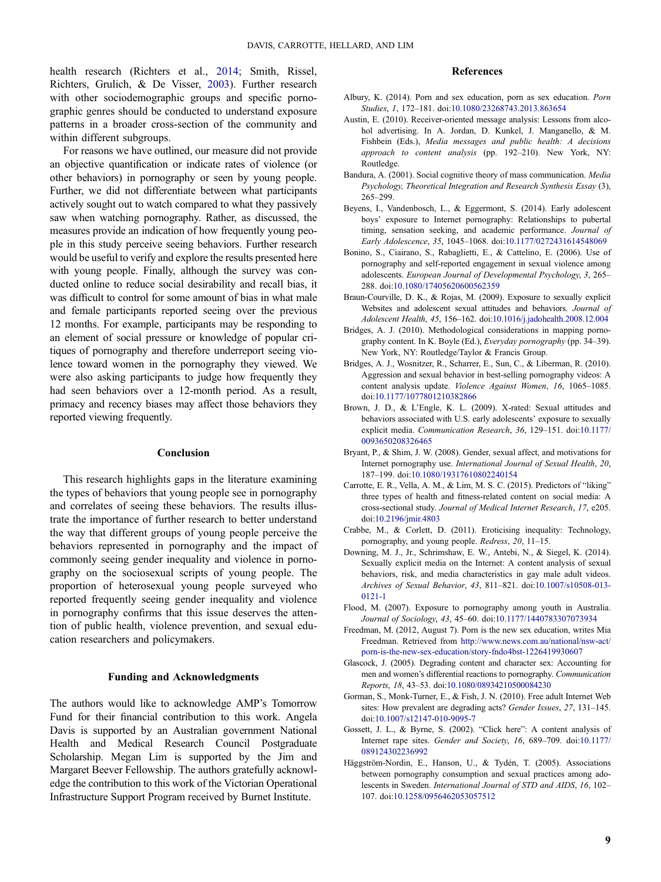health research (Richters et al., 2014; Smith, Rissel, Richters, Grulich, & De Visser, 2003). Further research with other sociodemographic groups and specific pornographic genres should be conducted to understand exposure patterns in a broader cross-section of the community and within different subgroups.

For reasons we have outlined, our measure did not provide an objective quantification or indicate rates of violence (or other behaviors) in pornography or seen by young people. Further, we did not differentiate between what participants actively sought out to watch compared to what they passively saw when watching pornography. Rather, as discussed, the measures provide an indication of how frequently young people in this study perceive seeing behaviors. Further research would be useful to verify and explore the results presented here with young people. Finally, although the survey was conducted online to reduce social desirability and recall bias, it was difficult to control for some amount of bias in what male and female participants reported seeing over the previous 12 months. For example, participants may be responding to an element of social pressure or knowledge of popular critiques of pornography and therefore underreport seeing violence toward women in the pornography they viewed. We were also asking participants to judge how frequently they had seen behaviors over a 12-month period. As a result, primacy and recency biases may affect those behaviors they reported viewing frequently.

## Conclusion

This research highlights gaps in the literature examining the types of behaviors that young people see in pornography and correlates of seeing these behaviors. The results illustrate the importance of further research to better understand the way that different groups of young people perceive the behaviors represented in pornography and the impact of commonly seeing gender inequality and violence in pornography on the sociosexual scripts of young people. The proportion of heterosexual young people surveyed who reported frequently seeing gender inequality and violence in pornography confirms that this issue deserves the attention of public health, violence prevention, and sexual education researchers and policymakers.

## Funding and Acknowledgments

The authors would like to acknowledge AMP's Tomorrow Fund for their financial contribution to this work. Angela Davis is supported by an Australian government National Health and Medical Research Council Postgraduate Scholarship. Megan Lim is supported by the Jim and Margaret Beever Fellowship. The authors gratefully acknowledge the contribution to this work of the Victorian Operational Infrastructure Support Program received by Burnet Institute.

## References

Albury, K. (2014). Porn and sex education, porn as sex education. *Porn Studies*, *1*, 172–181. doi:10.1080/23268743.2013.863654

Austin, E. (2010). Receiver-oriented message analysis: Lessons from alcohol advertising. In A. Jordan, D. Kunkel, J. Manganello, & M. Fishbein (Eds.), *Media messages and public health: A decisions approach to content analysis* (pp. 192–210). New York, NY: Routledge.

Bandura, A. (2001). Social cognitive theory of mass communication. *Media Psychology, Theoretical Integration and Research Synthesis Essay* (3), 265–299.

Beyens, I., Vandenbosch, L., & Eggermont, S. (2014). Early adolescent boys' exposure to Internet pornography: Relationships to pubertal timing, sensation seeking, and academic performance. *Journal of Early Adolescence*, *35*, 1045–1068. doi:10.1177/0272431614548069

Bonino, S., Ciairano, S., Rabaglietti, E., & Cattelino, E. (2006). Use of pornography and self-reported engagement in sexual violence among adolescents. *European Journal of Developmental Psychology*, *3*, 265–288. doi:10.1080/17405620600562359

Braun-Courville, D. K., & Rojas, M. (2009). Exposure to sexually explicit Websites and adolescent sexual attitudes and behaviors. *Journal of Adolescent Health*, *45*, 156–162. doi:10.1016/j.jadohealth.2008.12.004

Bridges, A. J. (2010). Methodological considerations in mapping pornography content. In K. Boyle (Ed.), *Everyday pornography* (pp. 34–39). New York, NY: Routledge/Taylor & Francis Group.

Bridges, A. J., Wosnitzer, R., Scharrer, E., Sun, C., & Liberman, R. (2010). Aggression and sexual behavior in best-selling pornography videos: A content analysis update. *Violence Against Women*, *16*, 1065–1085. doi:10.1177/1077801210382866

Brown, J. D., & L'Engle, K. L. (2009). X-rated: Sexual attitudes and behaviors associated with U.S. early adolescents' exposure to sexually explicit media. *Communication Research*, *36*, 129–151. doi:10.1177/0093650208326465

Bryant, P., & Shim, J. W. (2008). Gender, sexual affect, and motivations for Internet pornography use. *International Journal of Sexual Health*, *20*, 187–199. doi:10.1080/19317610802240154

Carrotte, E. R., Vella, A. M., & Lim, M. S. C. (2015). Predictors of "liking" three types of health and fitness-related content on social media: A cross-sectional study. *Journal of Medical Internet Research*, *17*, e205. doi:10.2196/jmir.4803

Crabbe, M., & Corlett, D. (2011). Eroticising inequality: Technology, pornography, and young people. *Redress*, *20*, 11–15.

Downing, M. J., Jr., Schrimshaw, E. W., Antebi, N., & Siegel, K. (2014). Sexually explicit media on the Internet: A content analysis of sexual behaviors, risk, and media characteristics in gay male adult videos. *Archives of Sexual Behavior*, *43*, 811–821. doi:10.1007/s10508-013-0121-1

Flood, M. (2007). Exposure to pornography among youth in Australia. *Journal of Sociology*, *43*, 45–60. doi:10.1177/1440783307073934

Freedman, M. (2012, August 7). Porn is the new sex education, writes Mia Freedman. Retrieved from http://www.news.com.au/national/nsw-act/porn-is-the-new-sex-education/story-fndo4bst-1226419930607

Glascock, J. (2005). Degrading content and character sex: Accounting for men and women's differential reactions to pornography. *Communication Reports*, *18*, 43–53. doi:10.1080/08934210500084230

Gorman, S., Monk-Turner, E., & Fish, J. N. (2010). Free adult Internet Web sites: How prevalent are degrading acts? *Gender Issues*, *27*, 131–145. doi:10.1007/s12147-010-9095-7

Gossett, J. L., & Byrne, S. (2002). "Click here": A content analysis of Internet rape sites. *Gender and Society*, *16*, 689–709. doi:10.1177/089124302236992

Häggström-Nordin, E., Hanson, U., & Tydén, T. (2005). Associations between pornography consumption and sexual practices among adolescents in Sweden. *International Journal of STD and AIDS*, *16*, 102–107. doi:10.1258/0956462053057512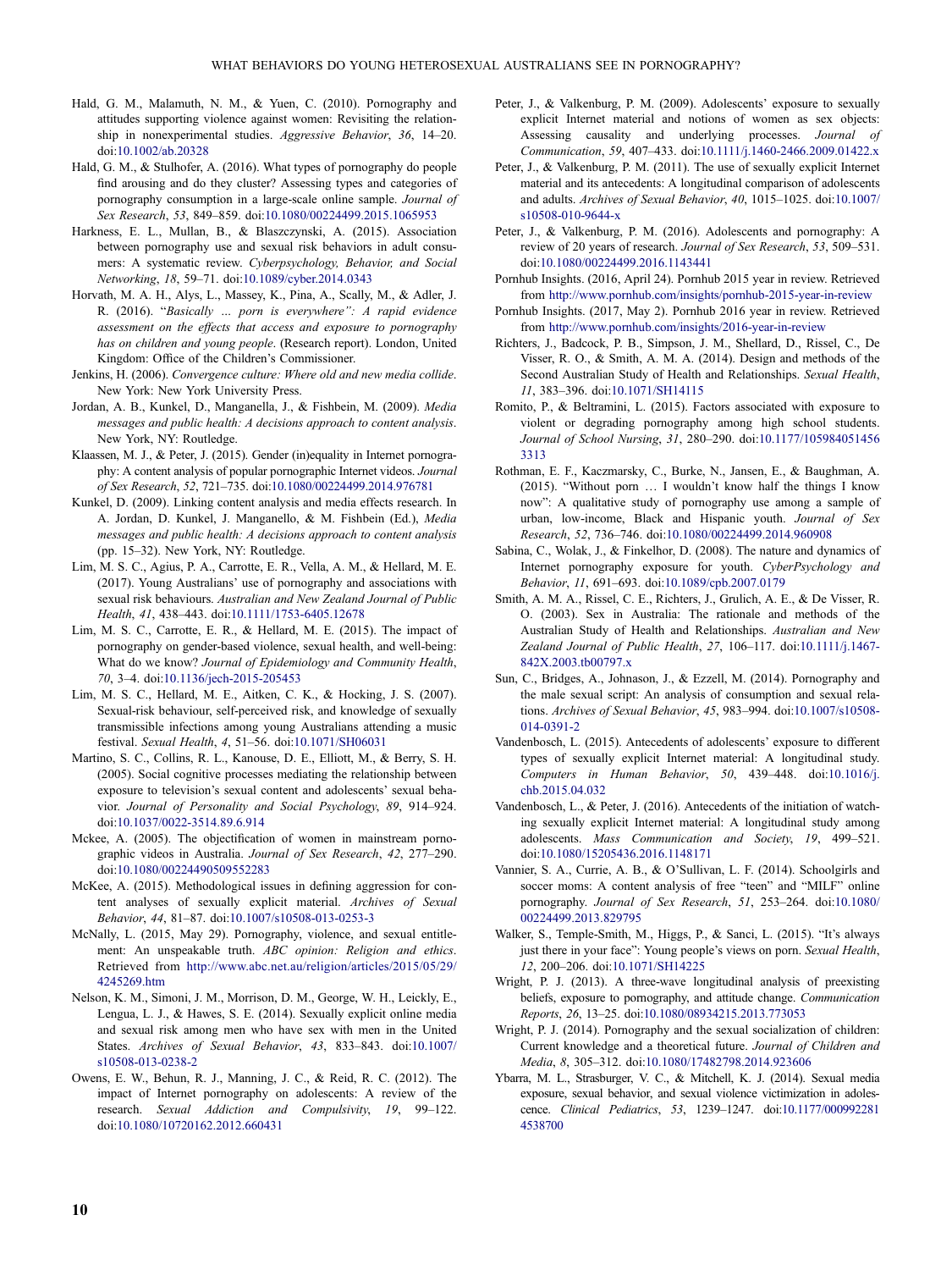Hald, G. M., Malamuth, N. M., & Yuen, C. (2010). Pornography and attitudes supporting violence against women: Revisiting the relationship in nonexperimental studies. *Aggressive Behavior*, *36*, 14–20. doi:10.1002/ab.20328

Hald, G. M., & Stulhofer, A. (2016). What types of pornography do people find arousing and do they cluster? Assessing types and categories of pornography consumption in a large-scale online sample. *Journal of Sex Research*, *53*, 849–859. doi:10.1080/00224499.2015.1065953

Harkness, E. L., Mullan, B., & Blaszczynski, A. (2015). Association between pornography use and sexual risk behaviors in adult consumers: A systematic review. *Cyberpsychology, Behavior, and Social Networking*, *18*, 59–71. doi:10.1089/cyber.2014.0343

Horvath, M. A. H., Alys, L., Massey, K., Pina, A., Scally, M., & Adler, J. R. (2016). *"Basically … porn is everywhere": A rapid evidence assessment on the effects that access and exposure to pornography has on children and young people*. (Research report). London, United Kingdom: Office of the Children's Commissioner.

Jenkins, H. (2006). *Convergence culture: Where old and new media collide*. New York: New York University Press.

Jordan, A. B., Kunkel, D., Manganella, J., & Fishbein, M. (2009). *Media messages and public health: A decisions approach to content analysis*. New York, NY: Routledge.

Klaassen, M. J., & Peter, J. (2015). Gender (in)equality in Internet pornography: A content analysis of popular pornographic Internet videos. *Journal of Sex Research*, *52*, 721–735. doi:10.1080/00224499.2014.976781

Kunkel, D. (2009). Linking content analysis and media effects research. In A. Jordan, D. Kunkel, J. Manganello, & M. Fishbein (Ed.), *Media messages and public health: A decisions approach to content analysis* (pp. 15–32). New York, NY: Routledge.

Lim, M. S. C., Agius, P. A., Carrotte, E. R., Vella, A. M., & Hellard, M. E. (2017). Young Australians' use of pornography and associations with sexual risk behaviours. *Australian and New Zealand Journal of Public Health*, *41*, 438–443. doi:10.1111/1753-6405.12678

Lim, M. S. C., Carrotte, E. R., & Hellard, M. E. (2015). The impact of pornography on gender-based violence, sexual health, and well-being: What do we know? *Journal of Epidemiology and Community Health*, *70*, 3–4. doi:10.1136/jech-2015-205453

Lim, M. S. C., Hellard, M. E., Aitken, C. K., & Hocking, J. S. (2007). Sexual-risk behaviour, self-perceived risk, and knowledge of sexually transmissible infections among young Australians attending a music festival. *Sexual Health*, *4*, 51–56. doi:10.1071/SH06031

Martino, S. C., Collins, R. L., Kanouse, D. E., Elliott, M., & Berry, S. H. (2005). Social cognitive processes mediating the relationship between exposure to television's sexual content and adolescents' sexual behavior. *Journal of Personality and Social Psychology*, *89*, 914–924. doi:10.1037/0022-3514.89.6.914

Mckee, A. (2005). The objectification of women in mainstream pornographic videos in Australia. *Journal of Sex Research*, *42*, 277–290. doi:10.1080/00224490509552283

McKee, A. (2015). Methodological issues in defining aggression for content analyses of sexually explicit material. *Archives of Sexual Behavior*, *44*, 81–87. doi:10.1007/s10508-013-0253-3

McNally, L. (2015, May 29). Pornography, violence, and sexual entitlement: An unspeakable truth. *ABC opinion: Religion and ethics*. Retrieved from http://www.abc.net.au/religion/articles/2015/05/29/4245269.htm

Nelson, K. M., Simoni, J. M., Morrison, D. M., George, W. H., Leickly, E., Lengua, L. J., & Hawes, S. E. (2014). Sexually explicit online media and sexual risk among men who have sex with men in the United States. *Archives of Sexual Behavior*, *43*, 833–843. doi:10.1007/s10508-013-0238-2

Owens, E. W., Behun, R. J., Manning, J. C., & Reid, R. C. (2012). The impact of Internet pornography on adolescents: A review of the research. *Sexual Addiction and Compulsivity*, *19*, 99–122. doi:10.1080/10720162.2012.660431

Peter, J., & Valkenburg, P. M. (2009). Adolescents' exposure to sexually explicit Internet material and notions of women as sex objects: Assessing causality and underlying processes. *Journal of Communication*, *59*, 407–433. doi:10.1111/j.1460-2466.2009.01422.x

Peter, J., & Valkenburg, P. M. (2011). The use of sexually explicit Internet material and its antecedents: A longitudinal comparison of adolescents and adults. *Archives of Sexual Behavior*, *40*, 1015–1025. doi:10.1007/s10508-010-9644-x

Peter, J., & Valkenburg, P. M. (2016). Adolescents and pornography: A review of 20 years of research. *Journal of Sex Research*, *53*, 509–531. doi:10.1080/00224499.2016.1143441

Pornhub Insights. (2016, April 24). Pornhub 2015 year in review. Retrieved from http://www.pornhub.com/insights/pornhub-2015-year-in-review

Pornhub Insights. (2017, May 2). Pornhub 2016 year in review. Retrieved from http://www.pornhub.com/insights/2016-year-in-review

Richters, J., Badcock, P. B., Simpson, J. M., Shellard, D., Rissel, C., De Visser, R. O., & Smith, A. M. A. (2014). Design and methods of the Second Australian Study of Health and Relationships. *Sexual Health*, *11*, 383–396. doi:10.1071/SH14115

Romito, P., & Beltramini, L. (2015). Factors associated with exposure to violent or degrading pornography among high school students. *Journal of School Nursing*, *31*, 280–290. doi:10.1177/1059840514563313

Rothman, E. F., Kaczmarsky, C., Burke, N., Jansen, E., & Baughman, A. (2015). "Without porn … I wouldn't know half the things I know now": A qualitative study of pornography use among a sample of urban, low-income, Black and Hispanic youth. *Journal of Sex Research*, *52*, 736–746. doi:10.1080/00224499.2014.960908

Sabina, C., Wolak, J., & Finkelhor, D. (2008). The nature and dynamics of Internet pornography exposure for youth. *CyberPsychology and Behavior*, *11*, 691–693. doi:10.1089/cpb.2007.0179

Smith, A. M. A., Rissel, C. E., Richters, J., Grulich, A. E., & De Visser, R. O. (2003). Sex in Australia: The rationale and methods of the Australian Study of Health and Relationships. *Australian and New Zealand Journal of Public Health*, *27*, 106–117. doi:10.1111/j.1467-842X.2003.tb00797.x

Sun, C., Bridges, A., Johnason, J., & Ezzell, M. (2014). Pornography and the male sexual script: An analysis of consumption and sexual relations. *Archives of Sexual Behavior*, *45*, 983–994. doi:10.1007/s10508-014-0391-2

Vandenbosch, L. (2015). Antecedents of adolescents' exposure to different types of sexually explicit Internet material: A longitudinal study. *Computers in Human Behavior*, *50*, 439–448. doi:10.1016/j.chb.2015.04.032

Vandenbosch, L., & Peter, J. (2016). Antecedents of the initiation of watching sexually explicit Internet material: A longitudinal study among adolescents. *Mass Communication and Society*, *19*, 499–521. doi:10.1080/15205436.2016.1148171

Vannier, S. A., Currie, A. B., & O'Sullivan, L. F. (2014). Schoolgirls and soccer moms: A content analysis of free "teen" and "MILF" online pornography. *Journal of Sex Research*, *51*, 253–264. doi:10.1080/00224499.2013.829795

Walker, S., Temple-Smith, M., Higgs, P., & Sanci, L. (2015). "It's always just there in your face": Young people's views on porn. *Sexual Health*, *12*, 200–206. doi:10.1071/SH14225

Wright, P. J. (2013). A three-wave longitudinal analysis of preexisting beliefs, exposure to pornography, and attitude change. *Communication Reports*, *26*, 13–25. doi:10.1080/08934215.2013.773053

Wright, P. J. (2014). Pornography and the sexual socialization of children: Current knowledge and a theoretical future. *Journal of Children and Media*, *8*, 305–312. doi:10.1080/17482798.2014.923606

Ybarra, M. L., Strasburger, V. C., & Mitchell, K. J. (2014). Sexual media exposure, sexual behavior, and sexual violence victimization in adolescence. *Clinical Pediatrics*, *53*, 1239–1247. doi:10.1177/0009922814538700